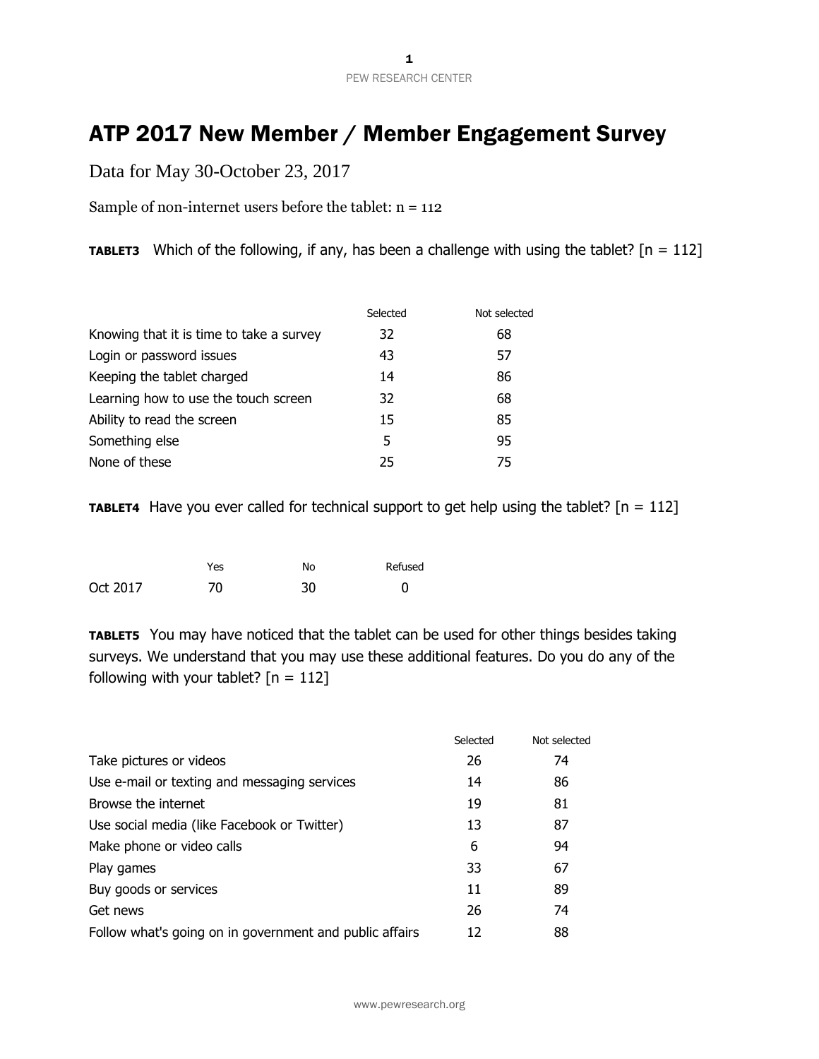# ATP 2017 New Member / Member Engagement Survey

Data for May 30-October 23, 2017

Sample of non-internet users before the tablet: n = 112

**TABLET3** Which of the following, if any, has been a challenge with using the tablet? [n = 112]

| | Selected | Not selected |
|---|---|---|
| Knowing that it is time to take a survey | 32 | 68 |
| Login or password issues | 43 | 57 |
| Keeping the tablet charged | 14 | 86 |
| Learning how to use the touch screen | 32 | 68 |
| Ability to read the screen | 15 | 85 |
| Something else | 5 | 95 |
| None of these | 25 | 75 |

**TABLET4** Have you ever called for technical support to get help using the tablet? [n = 112]

| | Yes | No | Refused |
|---|---|---|---|
| Oct 2017 | 70 | 30 | 0 |

**TABLET5** You may have noticed that the tablet can be used for other things besides taking surveys. We understand that you may use these additional features. Do you do any of the following with your tablet? [n = 112]

| | Selected | Not selected |
|---|---|---|
| Take pictures or videos | 26 | 74 |
| Use e-mail or texting and messaging services | 14 | 86 |
| Browse the internet | 19 | 81 |
| Use social media (like Facebook or Twitter) | 13 | 87 |
| Make phone or video calls | 6 | 94 |
| Play games | 33 | 67 |
| Buy goods or services | 11 | 89 |
| Get news | 26 | 74 |
| Follow what's going on in government and public affairs | 12 | 88 |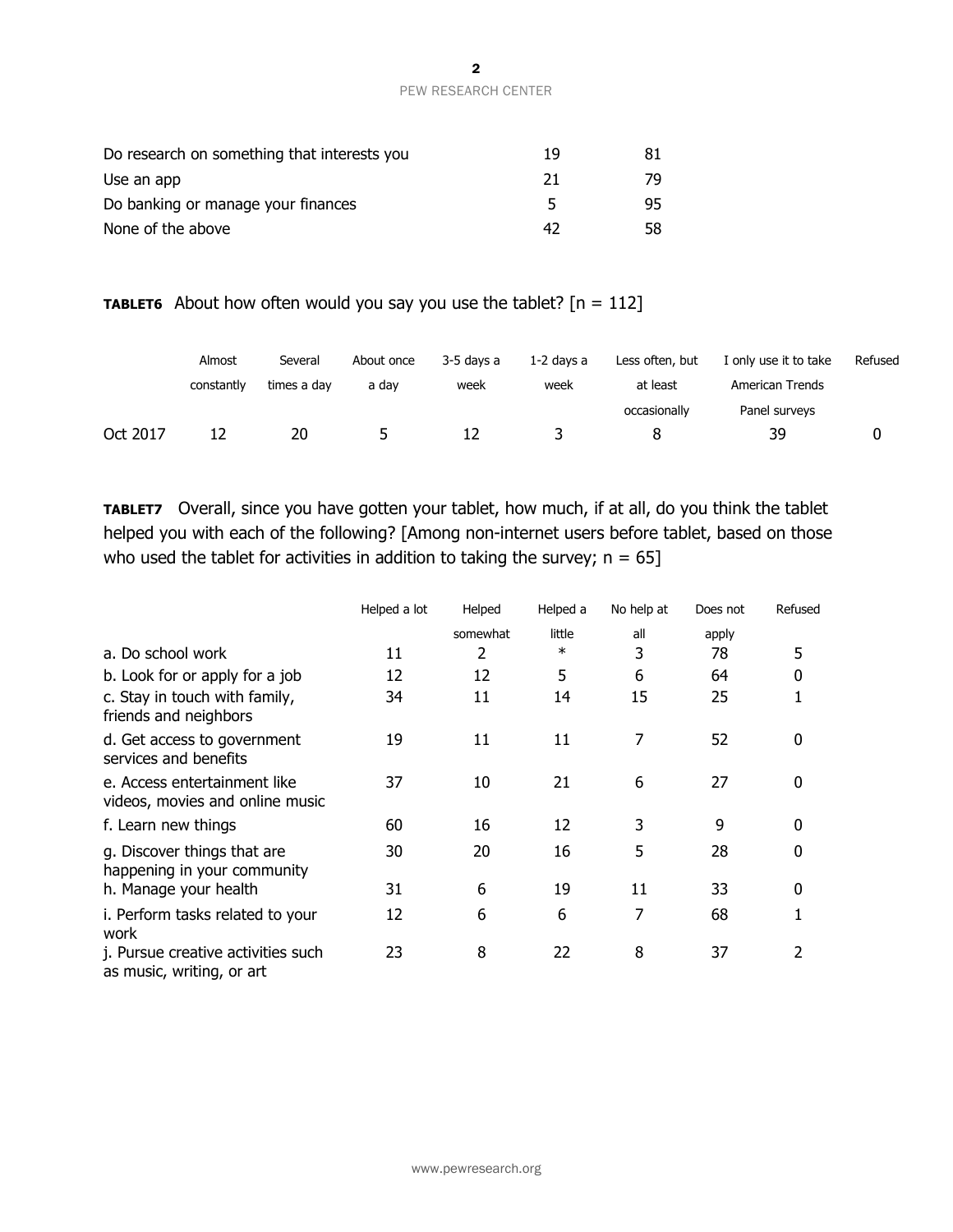| | | |
|---|---|---|
| Do research on something that interests you | 19 | 81 |
| Use an app | 21 | 79 |
| Do banking or manage your finances | 5 | 95 |
| None of the above | 42 | 58 |

**TABLET6** About how often would you say you use the tablet? [n = 112]

| | Almost constantly | Several times a day | About once a day | 3-5 days a week | 1-2 days a week | Less often, but at least occasionally | I only use it to take American Trends Panel surveys | Refused |
|---|---|---|---|---|---|---|---|---|
| Oct 2017 | 12 | 20 | 5 | 12 | 3 | 8 | 39 | 0 |

**TABLET7** Overall, since you have gotten your tablet, how much, if at all, do you think the tablet helped you with each of the following? [Among non-internet users before tablet, based on those who used the tablet for activities in addition to taking the survey; n = 65]

| | Helped a lot | Helped somewhat | Helped a little | No help at all | Does not apply | Refused |
|---|---|---|---|---|---|---|
| a. Do school work | 11 | 2 | * | 3 | 78 | 5 |
| b. Look for or apply for a job | 12 | 12 | 5 | 6 | 64 | 0 |
| c. Stay in touch with family, friends and neighbors | 34 | 11 | 14 | 15 | 25 | 1 |
| d. Get access to government services and benefits | 19 | 11 | 11 | 7 | 52 | 0 |
| e. Access entertainment like videos, movies and online music | 37 | 10 | 21 | 6 | 27 | 0 |
| f. Learn new things | 60 | 16 | 12 | 3 | 9 | 0 |
| g. Discover things that are happening in your community | 30 | 20 | 16 | 5 | 28 | 0 |
| h. Manage your health | 31 | 6 | 19 | 11 | 33 | 0 |
| i. Perform tasks related to your work | 12 | 6 | 6 | 7 | 68 | 1 |
| j. Pursue creative activities such as music, writing, or art | 23 | 8 | 22 | 8 | 37 | 2 |